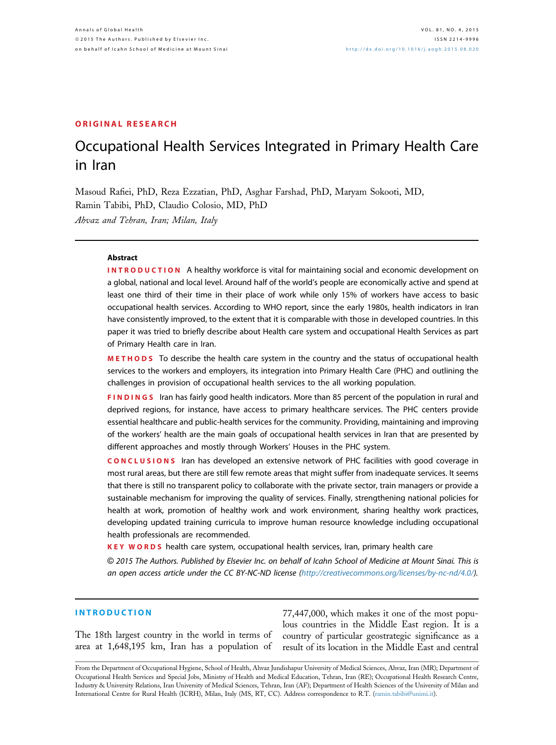ORIGINAL RESEARCH

# Occupational Health Services Integrated in Primary Health Care in Iran

Masoud Rafiei, PhD, Reza Ezzatian, PhD, Asghar Farshad, PhD, Maryam Sokooti, MD, Ramin Tabibi, PhD, Claudio Colosio, MD, PhD

*Ahvaz and Tehran, Iran; Milan, Italy*

## Abstract

**INTRODUCTION** A healthy workforce is vital for maintaining social and economic development on a global, national and local level. Around half of the world's people are economically active and spend at least one third of their time in their place of work while only 15% of workers have access to basic occupational health services. According to WHO report, since the early 1980s, health indicators in Iran have consistently improved, to the extent that it is comparable with those in developed countries. In this paper it was tried to briefly describe about Health care system and occupational Health Services as part of Primary Health care in Iran.

**METHODS** To describe the health care system in the country and the status of occupational health services to the workers and employers, its integration into Primary Health Care (PHC) and outlining the challenges in provision of occupational health services to the all working population.

**FINDINGS** Iran has fairly good health indicators. More than 85 percent of the population in rural and deprived regions, for instance, have access to primary healthcare services. The PHC centers provide essential healthcare and public-health services for the community. Providing, maintaining and improving of the workers' health are the main goals of occupational health services in Iran that are presented by different approaches and mostly through Workers' Houses in the PHC system.

**CONCLUSIONS** Iran has developed an extensive network of PHC facilities with good coverage in most rural areas, but there are still few remote areas that might suffer from inadequate services. It seems that there is still no transparent policy to collaborate with the private sector, train managers or provide a sustainable mechanism for improving the quality of services. Finally, strengthening national policies for health at work, promotion of healthy work and work environment, sharing healthy work practices, developing updated training curricula to improve human resource knowledge including occupational health professionals are recommended.

**KEY WORDS** health care system, occupational health services, Iran, primary health care

*© 2015 The Authors. Published by Elsevier Inc. on behalf of Icahn School of Medicine at Mount Sinai. This is an open access article under the CC BY-NC-ND license (http://creativecommons.org/licenses/by-nc-nd/4.0/).*

## INTRODUCTION

The 18th largest country in the world in terms of area at 1,648,195 km, Iran has a population of 77,447,000, which makes it one of the most populous countries in the Middle East region. It is a country of particular geostrategic significance as a result of its location in the Middle East and central

From the Department of Occupational Hygiene, School of Health, Ahvaz Jundishapur University of Medical Sciences, Ahvaz, Iran (MR); Department of Occupational Health Services and Special Jobs, Ministry of Health and Medical Education, Tehran, Iran (RE); Occupational Health Research Centre, Industry & University Relations, Iran University of Medical Sciences, Tehran, Iran (AF); Department of Health Sciences of the University of Milan and International Centre for Rural Health (ICRH), Milan, Italy (MS, RT, CC). Address correspondence to R.T. (ramin.tabibi@unimi.it).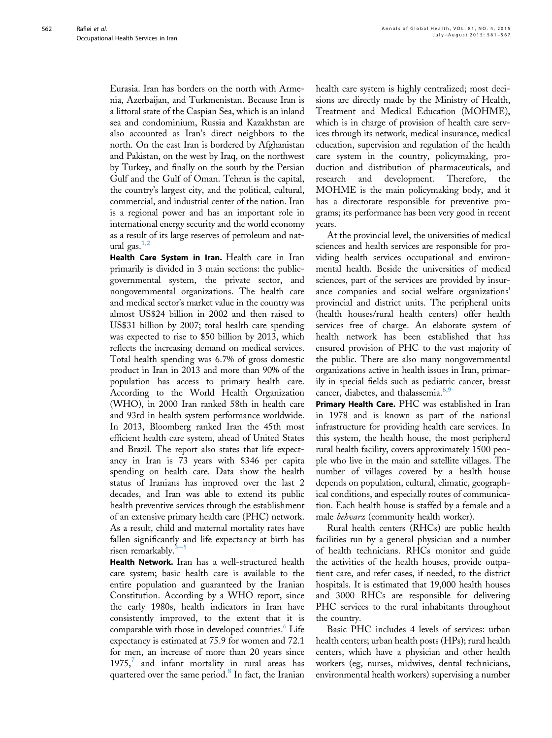Eurasia. Iran has borders on the north with Armenia, Azerbaijan, and Turkmenistan. Because Iran is a littoral state of the Caspian Sea, which is an inland sea and condominium, Russia and Kazakhstan are also accounted as Iran's direct neighbors to the north. On the east Iran is bordered by Afghanistan and Pakistan, on the west by Iraq, on the northwest by Turkey, and finally on the south by the Persian Gulf and the Gulf of Oman. Tehran is the capital, the country's largest city, and the political, cultural, commercial, and industrial center of the nation. Iran is a regional power and has an important role in international energy security and the world economy as a result of its large reserves of petroleum and natural gas.[1,2]

**Health Care System in Iran.** Health care in Iran primarily is divided in 3 main sections: the public-governmental system, the private sector, and nongovernmental organizations. The health care and medical sector's market value in the country was almost US$24 billion in 2002 and then raised to US$31 billion by 2007; total health care spending was expected to rise to $50 billion by 2013, which reflects the increasing demand on medical services. Total health spending was 6.7% of gross domestic product in Iran in 2013 and more than 90% of the population has access to primary health care. According to the World Health Organization (WHO), in 2000 Iran ranked 58th in health care and 93rd in health system performance worldwide. In 2013, Bloomberg ranked Iran the 45th most efficient health care system, ahead of United States and Brazil. The report also states that life expectancy in Iran is 73 years with $346 per capita spending on health care. Data show the health status of Iranians has improved over the last 2 decades, and Iran was able to extend its public health preventive services through the establishment of an extensive primary health care (PHC) network. As a result, child and maternal mortality rates have fallen significantly and life expectancy at birth has risen remarkably.[3–5]

**Health Network.** Iran has a well-structured health care system; basic health care is available to the entire population and guaranteed by the Iranian Constitution. According by a WHO report, since the early 1980s, health indicators in Iran have consistently improved, to the extent that it is comparable with those in developed countries.[6] Life expectancy is estimated at 75.9 for women and 72.1 for men, an increase of more than 20 years since 1975,[7] and infant mortality in rural areas has quartered over the same period.[8] In fact, the Iranian health care system is highly centralized; most decisions are directly made by the Ministry of Health, Treatment and Medical Education (MOHME), which is in charge of provision of health care services through its network, medical insurance, medical education, supervision and regulation of the health care system in the country, policymaking, production and distribution of pharmaceuticals, and research and development. Therefore, the MOHME is the main policymaking body, and it has a directorate responsible for preventive programs; its performance has been very good in recent years.

At the provincial level, the universities of medical sciences and health services are responsible for providing health services occupational and environmental health. Beside the universities of medical sciences, part of the services are provided by insurance companies and social welfare organizations' provincial and district units. The peripheral units (health houses/rural health centers) offer health services free of charge. An elaborate system of health network has been established that has ensured provision of PHC to the vast majority of the public. There are also many nongovernmental organizations active in health issues in Iran, primarily in special fields such as pediatric cancer, breast cancer, diabetes, and thalassemia.[6,9]

**Primary Health Care.** PHC was established in Iran in 1978 and is known as part of the national infrastructure for providing health care services. In this system, the health house, the most peripheral rural health facility, covers approximately 1500 people who live in the main and satellite villages. The number of villages covered by a health house depends on population, cultural, climatic, geographical conditions, and especially routes of communication. Each health house is staffed by a female and a male *behvarz* (community health worker).

Rural health centers (RHCs) are public health facilities run by a general physician and a number of health technicians. RHCs monitor and guide the activities of the health houses, provide outpatient care, and refer cases, if needed, to the district hospitals. It is estimated that 19,000 health houses and 3000 RHCs are responsible for delivering PHC services to the rural inhabitants throughout the country.

Basic PHC includes 4 levels of services: urban health centers; urban health posts (HPs); rural health centers, which have a physician and other health workers (eg, nurses, midwives, dental technicians, environmental health workers) supervising a number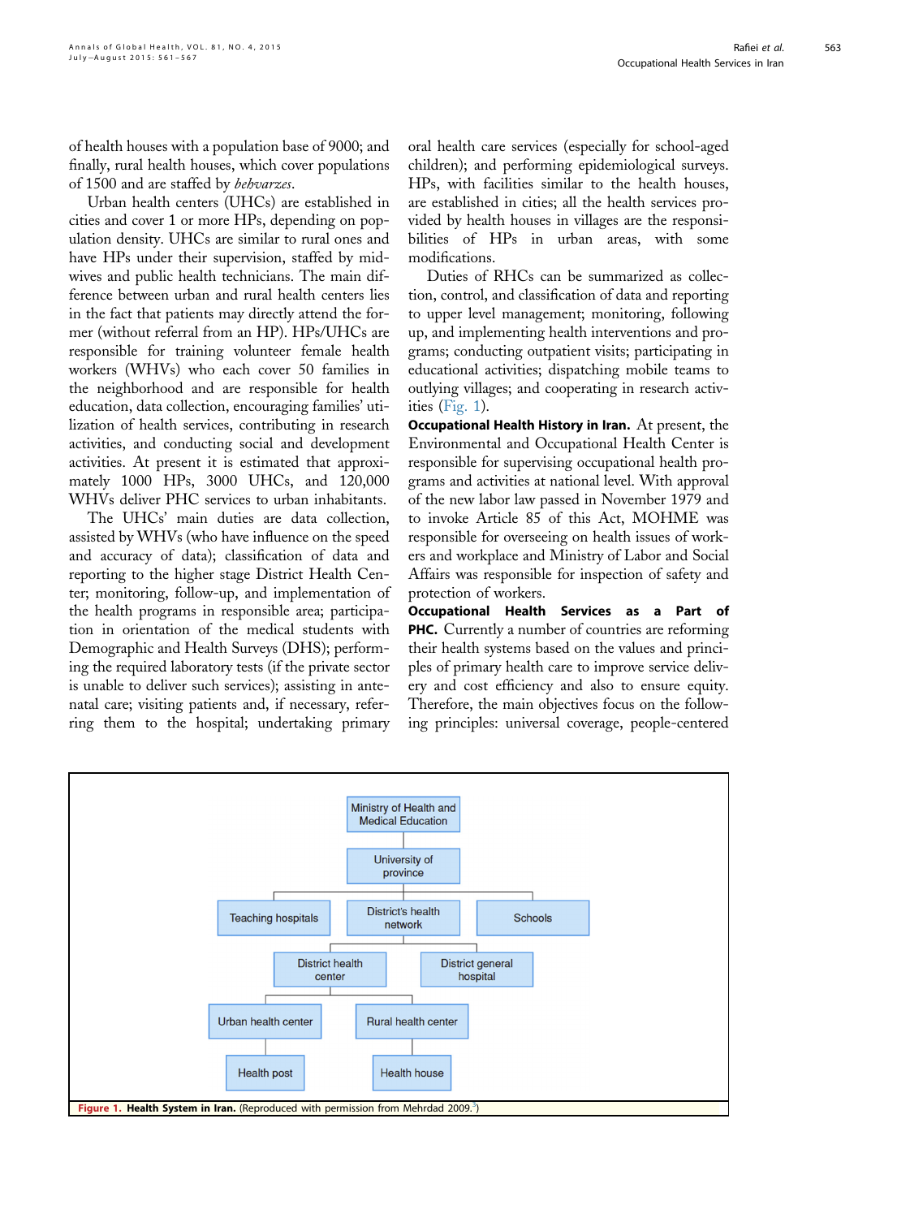of health houses with a population base of 9000; and finally, rural health houses, which cover populations of 1500 and are staffed by *behvarzes*.

Urban health centers (UHCs) are established in cities and cover 1 or more HPs, depending on population density. UHCs are similar to rural ones and have HPs under their supervision, staffed by midwives and public health technicians. The main difference between urban and rural health centers lies in the fact that patients may directly attend the former (without referral from an HP). HPs/UHCs are responsible for training volunteer female health workers (WHVs) who each cover 50 families in the neighborhood and are responsible for health education, data collection, encouraging families' utilization of health services, contributing in research activities, and conducting social and development activities. At present it is estimated that approximately 1000 HPs, 3000 UHCs, and 120,000 WHVs deliver PHC services to urban inhabitants.

The UHCs' main duties are data collection, assisted by WHVs (who have influence on the speed and accuracy of data); classification of data and reporting to the higher stage District Health Center; monitoring, follow-up, and implementation of the health programs in responsible area; participation in orientation of the medical students with Demographic and Health Surveys (DHS); performing the required laboratory tests (if the private sector is unable to deliver such services); assisting in antenatal care; visiting patients and, if necessary, referring them to the hospital; undertaking primary oral health care services (especially for school-aged children); and performing epidemiological surveys. HPs, with facilities similar to the health houses, are established in cities; all the health services provided by health houses in villages are the responsibilities of HPs in urban areas, with some modifications.

Duties of RHCs can be summarized as collection, control, and classification of data and reporting to upper level management; monitoring, following up, and implementing health interventions and programs; conducting outpatient visits; participating in educational activities; dispatching mobile teams to outlying villages; and cooperating in research activities (Fig. 1).

**Occupational Health History in Iran.** At present, the Environmental and Occupational Health Center is responsible for supervising occupational health programs and activities at national level. With approval of the new labor law passed in November 1979 and to invoke Article 85 of this Act, MOHME was responsible for overseeing on health issues of workers and workplace and Ministry of Labor and Social Affairs was responsible for inspection of safety and protection of workers.

**Occupational Health Services as a Part of PHC.** Currently a number of countries are reforming their health systems based on the values and principles of primary health care to improve service delivery and cost efficiency and also to ensure equity. Therefore, the main objectives focus on the following principles: universal coverage, people-centered

**Figure 1. Health System in Iran.** (Reproduced with permission from Mehrdad 2009.[3])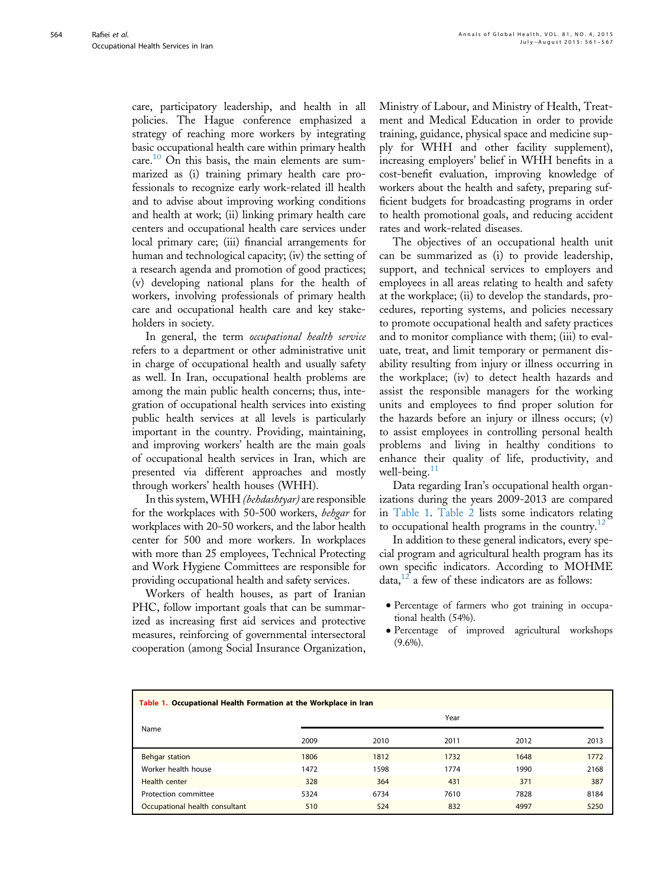care, participatory leadership, and health in all policies. The Hague conference emphasized a strategy of reaching more workers by integrating basic occupational health care within primary health care.[10] On this basis, the main elements are summarized as (i) training primary health care professionals to recognize early work-related ill health and to advise about improving working conditions and health at work; (ii) linking primary health care centers and occupational health care services under local primary care; (iii) financial arrangements for human and technological capacity; (iv) the setting of a research agenda and promotion of good practices; (v) developing national plans for the health of workers, involving professionals of primary health care and occupational health care and key stakeholders in society.

In general, the term *occupational health service* refers to a department or other administrative unit in charge of occupational health and usually safety as well. In Iran, occupational health problems are among the main public health concerns; thus, integration of occupational health services into existing public health services at all levels is particularly important in the country. Providing, maintaining, and improving workers' health are the main goals of occupational health services in Iran, which are presented via different approaches and mostly through workers' health houses (WHH).

In this system, WHH *(behdashtyar)* are responsible for the workplaces with 50-500 workers, *behgar* for workplaces with 20-50 workers, and the labor health center for 500 and more workers. In workplaces with more than 25 employees, Technical Protecting and Work Hygiene Committees are responsible for providing occupational health and safety services.

Workers of health houses, as part of Iranian PHC, follow important goals that can be summarized as increasing first aid services and protective measures, reinforcing of governmental intersectoral cooperation (among Social Insurance Organization, Ministry of Labour, and Ministry of Health, Treatment and Medical Education in order to provide training, guidance, physical space and medicine supply for WHH and other facility supplement), increasing employers' belief in WHH benefits in a cost-benefit evaluation, improving knowledge of workers about the health and safety, preparing sufficient budgets for broadcasting programs in order to health promotional goals, and reducing accident rates and work-related diseases.

The objectives of an occupational health unit can be summarized as (i) to provide leadership, support, and technical services to employers and employees in all areas relating to health and safety at the workplace; (ii) to develop the standards, procedures, reporting systems, and policies necessary to promote occupational health and safety practices and to monitor compliance with them; (iii) to evaluate, treat, and limit temporary or permanent disability resulting from injury or illness occurring in the workplace; (iv) to detect health hazards and assist the responsible managers for the working units and employees to find proper solution for the hazards before an injury or illness occurs; (v) to assist employees in controlling personal health problems and living in healthy conditions to enhance their quality of life, productivity, and well-being.[11]

Data regarding Iran's occupational health organizations during the years 2009-2013 are compared in Table 1. Table 2 lists some indicators relating to occupational health programs in the country.[12]

In addition to these general indicators, every special program and agricultural health program has its own specific indicators. According to MOHME data,[12] a few of these indicators are as follows:

- Percentage of farmers who got training in occupational health (54%).
- Percentage of improved agricultural workshops (9.6%).

**Table 1. Occupational Health Formation at the Workplace in Iran**

| Name | Year | | | | |
|---|---|---|---|---|---|
| | 2009 | 2010 | 2011 | 2012 | 2013 |
| Behgar station | 1806 | 1812 | 1732 | 1648 | 1772 |
| Worker health house | 1472 | 1598 | 1774 | 1990 | 2168 |
| Health center | 328 | 364 | 431 | 371 | 387 |
| Protection committee | 5324 | 6734 | 7610 | 7828 | 8184 |
| Occupational health consultant | 510 | 524 | 832 | 4997 | 5250 |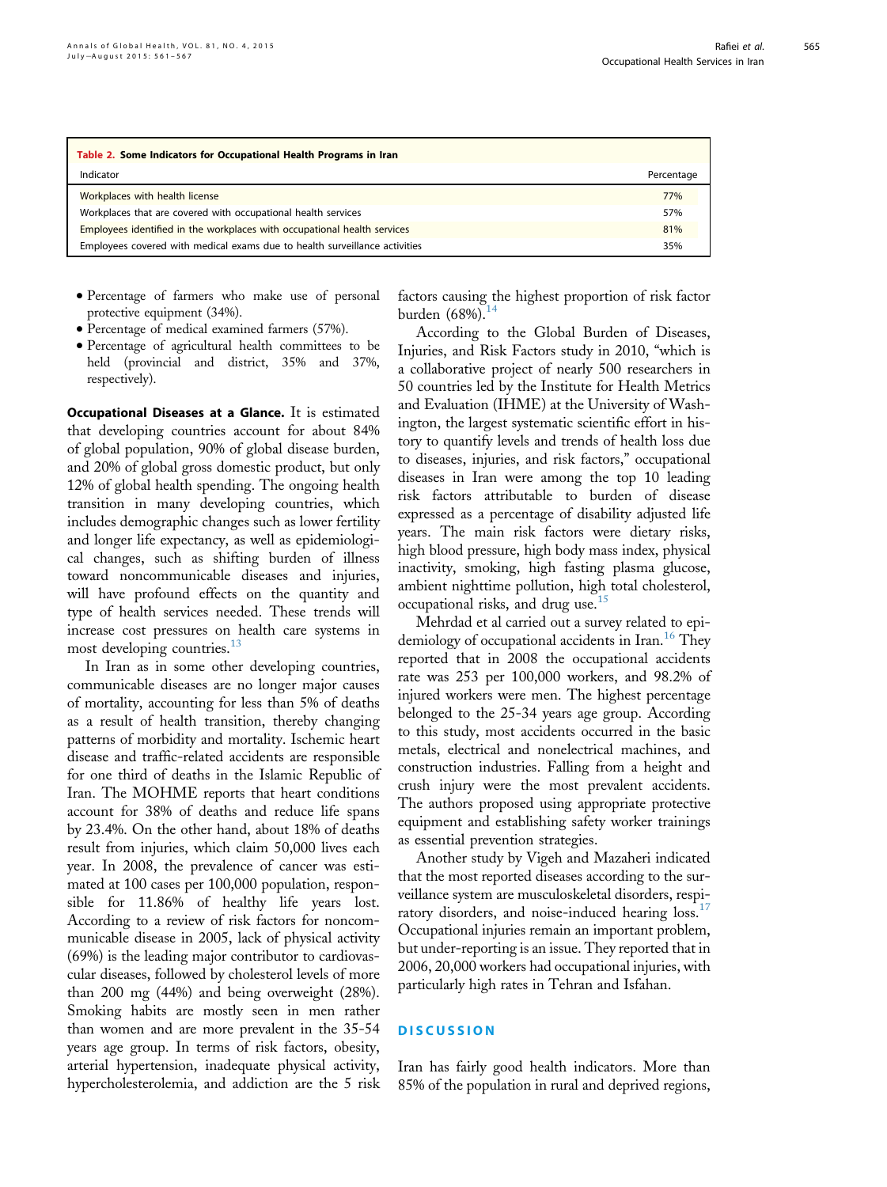**Table 2. Some Indicators for Occupational Health Programs in Iran**

| Indicator | Percentage |
| --- | --- |
| Workplaces with health license | 77% |
| Workplaces that are covered with occupational health services | 57% |
| Employees identified in the workplaces with occupational health services | 81% |
| Employees covered with medical exams due to health surveillance activities | 35% |

- Percentage of farmers who make use of personal protective equipment (34%).
- Percentage of medical examined farmers (57%).
- Percentage of agricultural health committees to be held (provincial and district, 35% and 37%, respectively).

**Occupational Diseases at a Glance.** It is estimated that developing countries account for about 84% of global population, 90% of global disease burden, and 20% of global gross domestic product, but only 12% of global health spending. The ongoing health transition in many developing countries, which includes demographic changes such as lower fertility and longer life expectancy, as well as epidemiological changes, such as shifting burden of illness toward noncommunicable diseases and injuries, will have profound effects on the quantity and type of health services needed. These trends will increase cost pressures on health care systems in most developing countries.[13]

In Iran as in some other developing countries, communicable diseases are no longer major causes of mortality, accounting for less than 5% of deaths as a result of health transition, thereby changing patterns of morbidity and mortality. Ischemic heart disease and traffic-related accidents are responsible for one third of deaths in the Islamic Republic of Iran. The MOHME reports that heart conditions account for 38% of deaths and reduce life spans by 23.4%. On the other hand, about 18% of deaths result from injuries, which claim 50,000 lives each year. In 2008, the prevalence of cancer was estimated at 100 cases per 100,000 population, responsible for 11.86% of healthy life years lost. According to a review of risk factors for noncommunicable disease in 2005, lack of physical activity (69%) is the leading major contributor to cardiovascular diseases, followed by cholesterol levels of more than 200 mg (44%) and being overweight (28%). Smoking habits are mostly seen in men rather than women and are more prevalent in the 35-54 years age group. In terms of risk factors, obesity, arterial hypertension, inadequate physical activity, hypercholesterolemia, and addiction are the 5 risk factors causing the highest proportion of risk factor burden (68%).[14]

According to the Global Burden of Diseases, Injuries, and Risk Factors study in 2010, "which is a collaborative project of nearly 500 researchers in 50 countries led by the Institute for Health Metrics and Evaluation (IHME) at the University of Washington, the largest systematic scientific effort in history to quantify levels and trends of health loss due to diseases, injuries, and risk factors," occupational diseases in Iran were among the top 10 leading risk factors attributable to burden of disease expressed as a percentage of disability adjusted life years. The main risk factors were dietary risks, high blood pressure, high body mass index, physical inactivity, smoking, high fasting plasma glucose, ambient nighttime pollution, high total cholesterol, occupational risks, and drug use.[15]

Mehrdad et al carried out a survey related to epidemiology of occupational accidents in Iran.[16] They reported that in 2008 the occupational accidents rate was 253 per 100,000 workers, and 98.2% of injured workers were men. The highest percentage belonged to the 25-34 years age group. According to this study, most accidents occurred in the basic metals, electrical and nonelectrical machines, and construction industries. Falling from a height and crush injury were the most prevalent accidents. The authors proposed using appropriate protective equipment and establishing safety worker trainings as essential prevention strategies.

Another study by Vigeh and Mazaheri indicated that the most reported diseases according to the surveillance system are musculoskeletal disorders, respiratory disorders, and noise-induced hearing loss.[17] Occupational injuries remain an important problem, but under-reporting is an issue. They reported that in 2006, 20,000 workers had occupational injuries, with particularly high rates in Tehran and Isfahan.

## DISCUSSION

Iran has fairly good health indicators. More than 85% of the population in rural and deprived regions,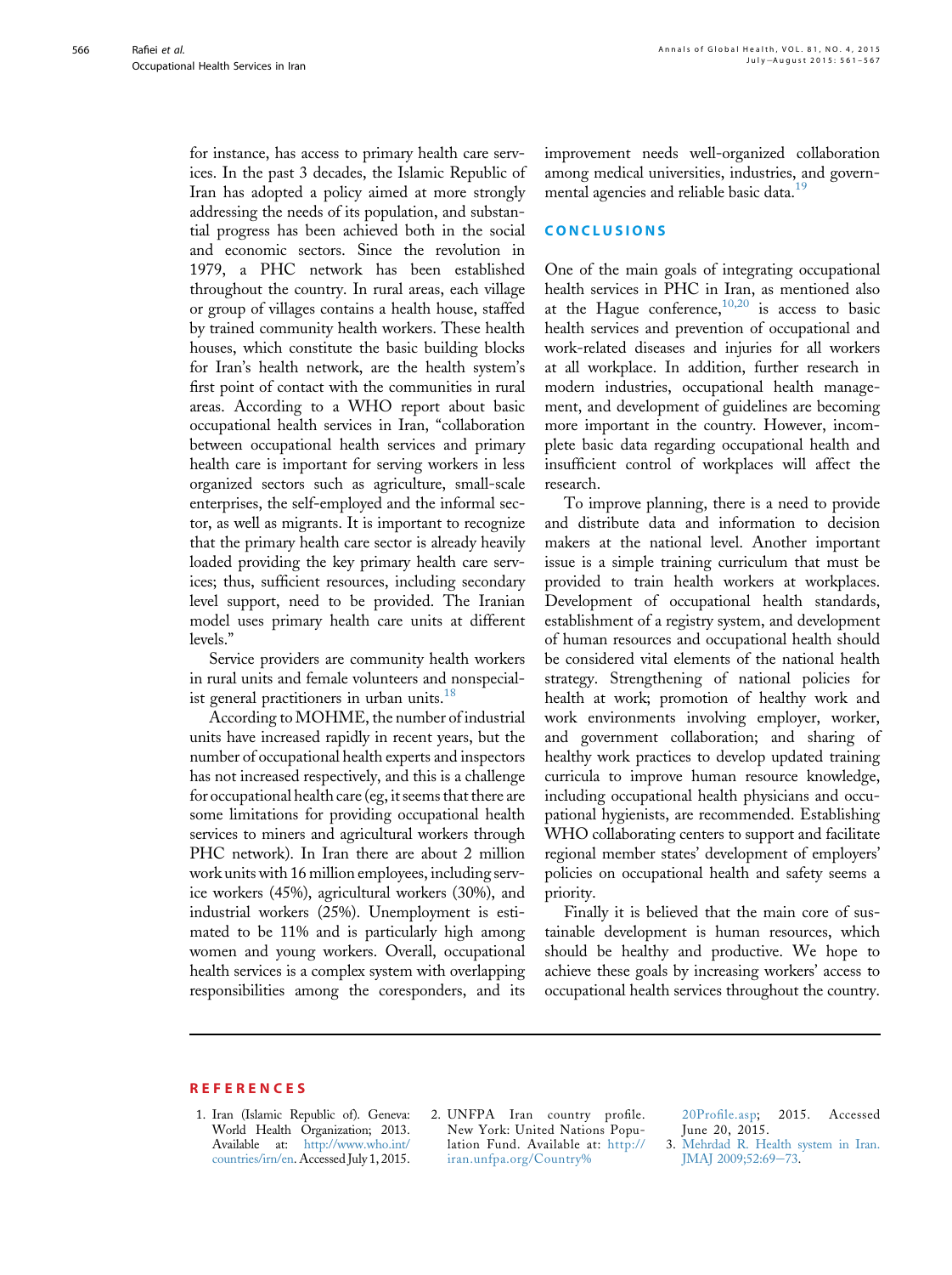for instance, has access to primary health care services. In the past 3 decades, the Islamic Republic of Iran has adopted a policy aimed at more strongly addressing the needs of its population, and substantial progress has been achieved both in the social and economic sectors. Since the revolution in 1979, a PHC network has been established throughout the country. In rural areas, each village or group of villages contains a health house, staffed by trained community health workers. These health houses, which constitute the basic building blocks for Iran's health network, are the health system's first point of contact with the communities in rural areas. According to a WHO report about basic occupational health services in Iran, "collaboration between occupational health services and primary health care is important for serving workers in less organized sectors such as agriculture, small-scale enterprises, the self-employed and the informal sector, as well as migrants. It is important to recognize that the primary health care sector is already heavily loaded providing the key primary health care services; thus, sufficient resources, including secondary level support, need to be provided. The Iranian model uses primary health care units at different levels."

Service providers are community health workers in rural units and female volunteers and nonspecialist general practitioners in urban units.[18]

According to MOHME, the number of industrial units have increased rapidly in recent years, but the number of occupational health experts and inspectors has not increased respectively, and this is a challenge for occupational health care (eg, it seems that there are some limitations for providing occupational health services to miners and agricultural workers through PHC network). In Iran there are about 2 million work units with 16 million employees, including service workers (45%), agricultural workers (30%), and industrial workers (25%). Unemployment is estimated to be 11% and is particularly high among women and young workers. Overall, occupational health services is a complex system with overlapping responsibilities among the coresponders, and its improvement needs well-organized collaboration among medical universities, industries, and governmental agencies and reliable basic data.[19]

## CONCLUSIONS

One of the main goals of integrating occupational health services in PHC in Iran, as mentioned also at the Hague conference,[10,20] is access to basic health services and prevention of occupational and work-related diseases and injuries for all workers at all workplace. In addition, further research in modern industries, occupational health management, and development of guidelines are becoming more important in the country. However, incomplete basic data regarding occupational health and insufficient control of workplaces will affect the research.

To improve planning, there is a need to provide and distribute data and information to decision makers at the national level. Another important issue is a simple training curriculum that must be provided to train health workers at workplaces. Development of occupational health standards, establishment of a registry system, and development of human resources and occupational health should be considered vital elements of the national health strategy. Strengthening of national policies for health at work; promotion of healthy work and work environments involving employer, worker, and government collaboration; and sharing of healthy work practices to develop updated training curricula to improve human resource knowledge, including occupational health physicians and occupational hygienists, are recommended. Establishing WHO collaborating centers to support and facilitate regional member states' development of employers' policies on occupational health and safety seems a priority.

Finally it is believed that the main core of sustainable development is human resources, which should be healthy and productive. We hope to achieve these goals by increasing workers' access to occupational health services throughout the country.

## REFERENCES

1. Iran (Islamic Republic of). Geneva: World Health Organization; 2013. Available at: http://www.who.int/countries/irn/en. Accessed July 1, 2015.
2. UNFPA Iran country profile. New York: United Nations Population Fund. Available at: http://iran.unfpa.org/Country%20Profile.asp; 2015. Accessed June 20, 2015.
3. Mehrdad R. Health system in Iran. JMAJ 2009;52:69–73.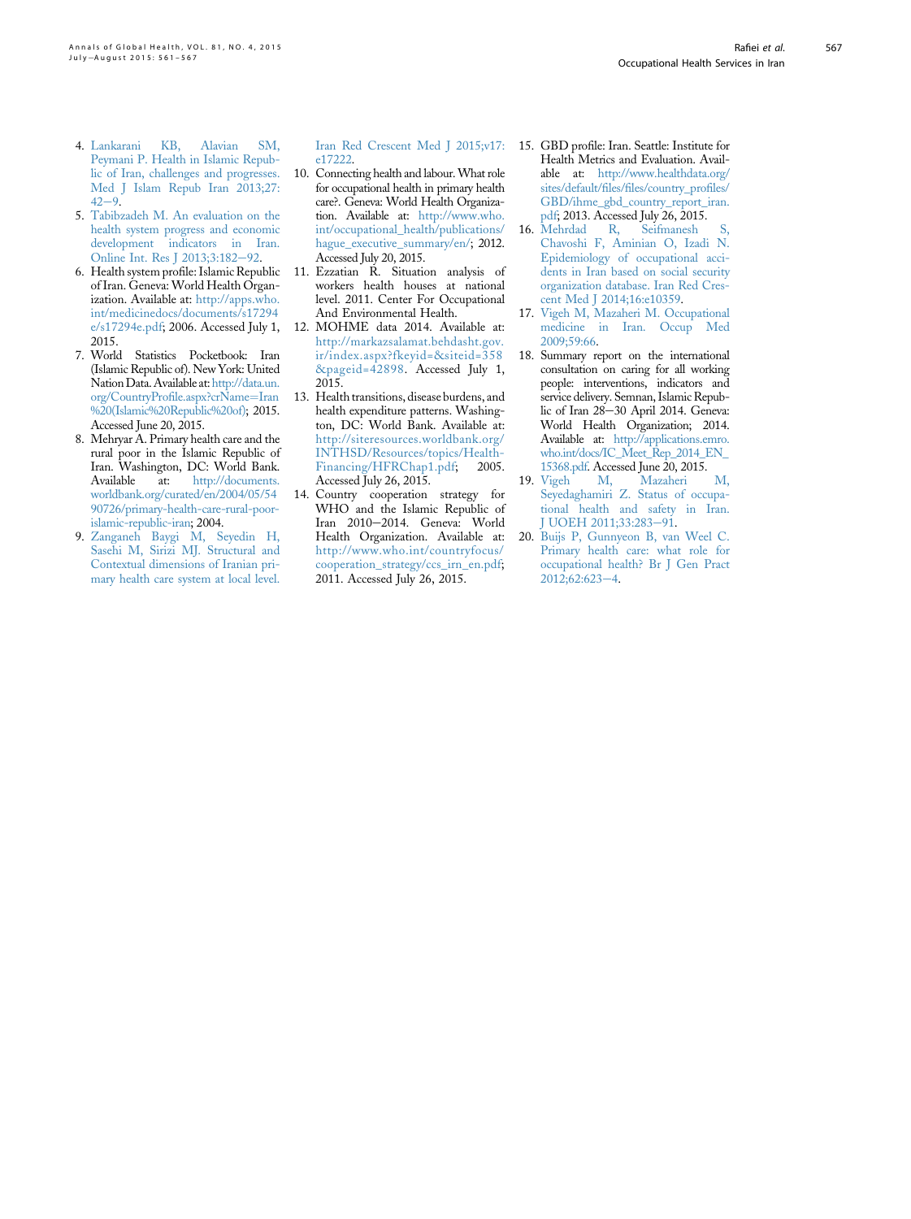4. Lankarani KB, Alavian SM, Peymani P. Health in Islamic Republic of Iran, challenges and progresses. Med J Islam Repub Iran 2013;27:42–9.
5. Tabibzadeh M. An evaluation on the health system progress and economic development indicators in Iran. Online Int. Res J 2013;3:182–92.
6. Health system profile: Islamic Republic of Iran. Geneva: World Health Organization. Available at: http://apps.who.int/medicinedocs/documents/s17294e/s17294e.pdf; 2006. Accessed July 1, 2015.
7. World Statistics Pocketbook: Iran (Islamic Republic of). New York: United Nation Data. Available at: http://data.un.org/CountryProfile.aspx?crName=Iran%20(Islamic%20Republic%20of); 2015. Accessed June 20, 2015.
8. Mehryar A. Primary health care and the rural poor in the Islamic Republic of Iran. Washington, DC: World Bank. Available at: http://documents.worldbank.org/curated/en/2004/05/5490726/primary-health-care-rural-poor-islamic-republic-iran; 2004.
9. Zanganeh Baygi M, Seyedin H, Sasehi M, Sirizi MJ. Structural and Contextual dimensions of Iranian primary health care system at local level. Iran Red Crescent Med J 2015;v17:e17222.
10. Connecting health and labour. What role for occupational health in primary health care?. Geneva: World Health Organization. Available at: http://www.who.int/occupational_health/publications/hague_executive_summary/en/; 2012. Accessed July 20, 2015.
11. Ezzatian R. Situation analysis of workers health houses at national level. 2011. Center For Occupational And Environmental Health.
12. MOHME data 2014. Available at: http://markazsalamat.behdasht.gov.ir/index.aspx?fkeyid=&siteid=358&pageid=42898. Accessed July 1, 2015.
13. Health transitions, disease burdens, and health expenditure patterns. Washington, DC: World Bank. Available at: http://siteresources.worldbank.org/INTHSD/Resources/topics/Health-Financing/HFRChap1.pdf; 2005. Accessed July 26, 2015.
14. Country cooperation strategy for WHO and the Islamic Republic of Iran 2010–2014. Geneva: World Health Organization. Available at: http://www.who.int/countryfocus/cooperation_strategy/ccs_irn_en.pdf; 2011. Accessed July 26, 2015.
15. GBD profile: Iran. Seattle: Institute for Health Metrics and Evaluation. Available at: http://www.healthdata.org/sites/default/files/files/country_profiles/GBD/ihme_gbd_country_report_iran.pdf; 2013. Accessed July 26, 2015.
16. Mehrdad R, Seifmanesh S, Chavoshi F, Aminian O, Izadi N. Epidemiology of occupational accidents in Iran based on social security organization database. Iran Red Crescent Med J 2014;16:e10359.
17. Vigeh M, Mazaheri M. Occupational medicine in Iran. Occup Med 2009;59:66.
18. Summary report on the international consultation on caring for all working people: interventions, indicators and service delivery. Semnan, Islamic Republic of Iran 28–30 April 2014. Geneva: World Health Organization; 2014. Available at: http://applications.emro.who.int/docs/IC_Meet_Rep_2014_EN_15368.pdf. Accessed June 20, 2015.
19. Vigeh M, Mazaheri M, Seyedaghamiri Z. Status of occupational health and safety in Iran. J UOEH 2011;33:283–91.
20. Buijs P, Gunnyeon B, van Weel C. Primary health care: what role for occupational health? Br J Gen Pract 2012;62:623–4.